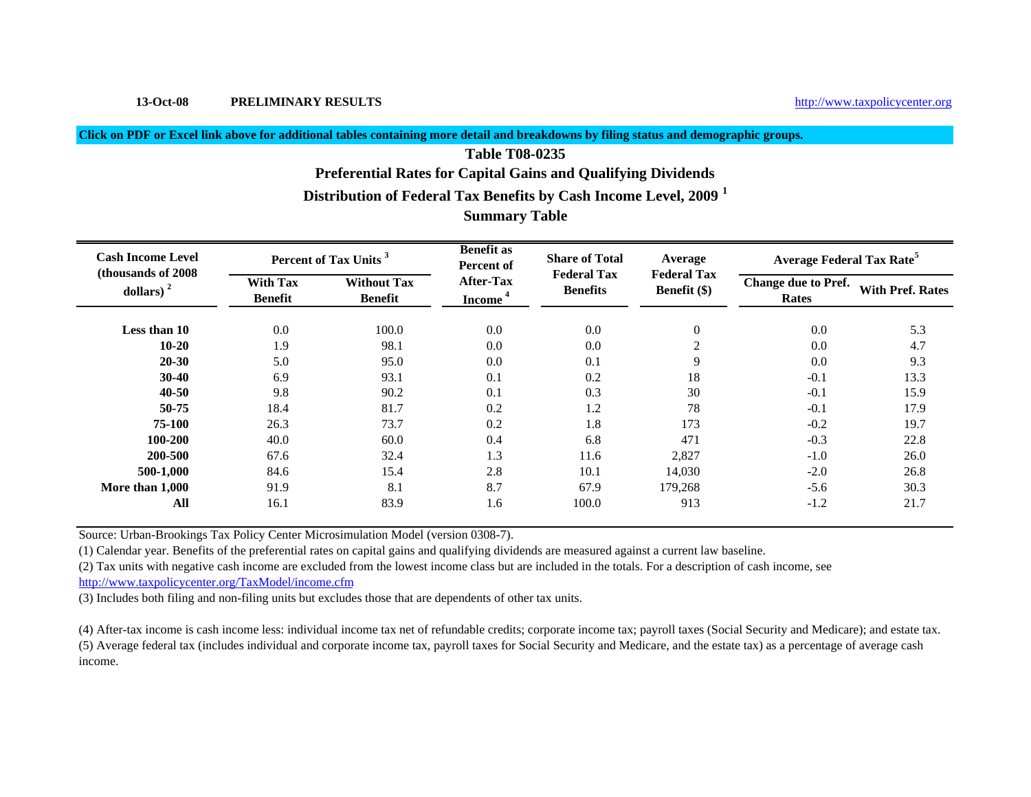13-Oct-08 **PRELIMINARY RESULTS** http://www.taxpolicycenter.org

**Click on PDF or Excel link above for additional tables containing more detail and breakdowns by filing status and demographic groups.**

# Table T08-0235

## Preferential Rates for Capital Gains and Qualifying Dividends

## Distribution of Federal Tax Benefits by Cash Income Level, 2009 [1]

## Summary Table

| Cash Income Level (thousands of 2008 dollars) [2] | Percent of Tax Units [3] | | Benefit as Percent of After-Tax Income [4] | Share of Total Federal Tax Benefits | Average Federal Tax Benefit ($) | Average Federal Tax Rate[5] | |
|---|---|---|---|---|---|---|---|
| | With Tax Benefit | Without Tax Benefit | | | | Change due to Pref. Rates | With Pref. Rates |
| **Less than 10** | 0.0 | 100.0 | 0.0 | 0.0 | 0 | 0.0 | 5.3 |
| **10-20** | 1.9 | 98.1 | 0.0 | 0.0 | 2 | 0.0 | 4.7 |
| **20-30** | 5.0 | 95.0 | 0.0 | 0.1 | 9 | 0.0 | 9.3 |
| **30-40** | 6.9 | 93.1 | 0.1 | 0.2 | 18 | -0.1 | 13.3 |
| **40-50** | 9.8 | 90.2 | 0.1 | 0.3 | 30 | -0.1 | 15.9 |
| **50-75** | 18.4 | 81.7 | 0.2 | 1.2 | 78 | -0.1 | 17.9 |
| **75-100** | 26.3 | 73.7 | 0.2 | 1.8 | 173 | -0.2 | 19.7 |
| **100-200** | 40.0 | 60.0 | 0.4 | 6.8 | 471 | -0.3 | 22.8 |
| **200-500** | 67.6 | 32.4 | 1.3 | 11.6 | 2,827 | -1.0 | 26.0 |
| **500-1,000** | 84.6 | 15.4 | 2.8 | 10.1 | 14,030 | -2.0 | 26.8 |
| **More than 1,000** | 91.9 | 8.1 | 8.7 | 67.9 | 179,268 | -5.6 | 30.3 |
| **All** | 16.1 | 83.9 | 1.6 | 100.0 | 913 | -1.2 | 21.7 |

Source: Urban-Brookings Tax Policy Center Microsimulation Model (version 0308-7).

(1) Calendar year. Benefits of the preferential rates on capital gains and qualifying dividends are measured against a current law baseline.

(2) Tax units with negative cash income are excluded from the lowest income class but are included in the totals. For a description of cash income, see http://www.taxpolicycenter.org/TaxModel/income.cfm

(3) Includes both filing and non-filing units but excludes those that are dependents of other tax units.

(4) After-tax income is cash income less: individual income tax net of refundable credits; corporate income tax; payroll taxes (Social Security and Medicare); and estate tax.

(5) Average federal tax (includes individual and corporate income tax, payroll taxes for Social Security and Medicare, and the estate tax) as a percentage of average cash income.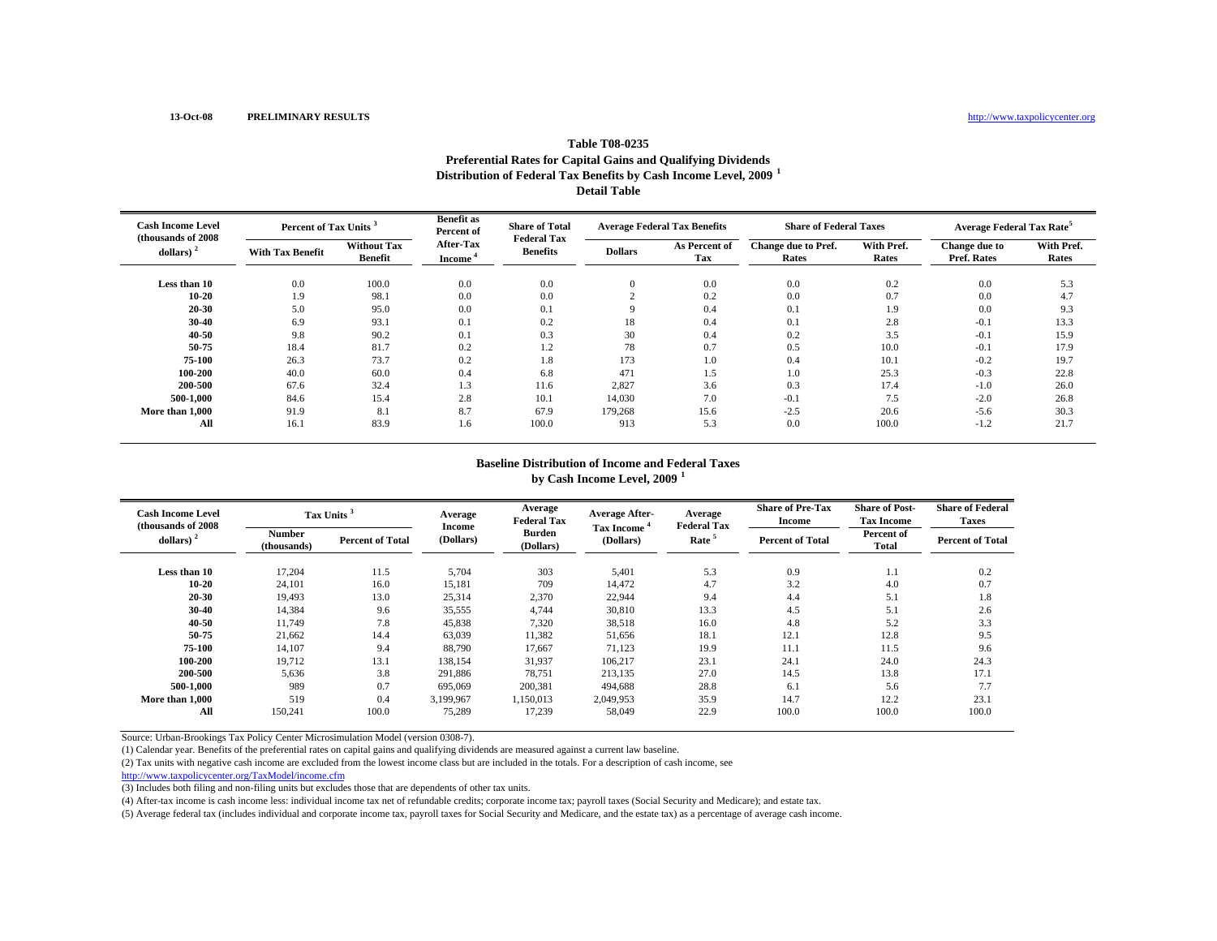13-Oct-08 **PRELIMINARY RESULTS** http://www.taxpolicycenter.org

### Table T08-0235
### Preferential Rates for Capital Gains and Qualifying Dividends
### Distribution of Federal Tax Benefits by Cash Income Level, 2009 [1]
### Detail Table

| Cash Income Level (thousands of 2008 dollars) [2] | Percent of Tax Units [3] | | Benefit as Percent of After-Tax Income [4] | Share of Total Federal Tax Benefits | Average Federal Tax Benefits | | Share of Federal Taxes | | Average Federal Tax Rate [5] | |
|---|---|---|---|---|---|---|---|---|---|---|
| | With Tax Benefit | Without Tax Benefit | | | Dollars | As Percent of Tax | Change due to Pref. Rates | With Pref. Rates | Change due to Pref. Rates | With Pref. Rates |
| Less than 10 | 0.0 | 100.0 | 0.0 | 0.0 | 0 | 0.0 | 0.0 | 0.2 | 0.0 | 5.3 |
| 10-20 | 1.9 | 98.1 | 0.0 | 0.0 | 2 | 0.2 | 0.0 | 0.7 | 0.0 | 4.7 |
| 20-30 | 5.0 | 95.0 | 0.0 | 0.1 | 9 | 0.4 | 0.1 | 1.9 | 0.0 | 9.3 |
| 30-40 | 6.9 | 93.1 | 0.1 | 0.2 | 18 | 0.4 | 0.1 | 2.8 | -0.1 | 13.3 |
| 40-50 | 9.8 | 90.2 | 0.1 | 0.3 | 30 | 0.4 | 0.2 | 3.5 | -0.1 | 15.9 |
| 50-75 | 18.4 | 81.7 | 0.2 | 1.2 | 78 | 0.7 | 0.5 | 10.0 | -0.1 | 17.9 |
| 75-100 | 26.3 | 73.7 | 0.2 | 1.8 | 173 | 1.0 | 0.4 | 10.1 | -0.2 | 19.7 |
| 100-200 | 40.0 | 60.0 | 0.4 | 6.8 | 471 | 1.5 | 1.0 | 25.3 | -0.3 | 22.8 |
| 200-500 | 67.6 | 32.4 | 1.3 | 11.6 | 2,827 | 3.6 | 0.3 | 17.4 | -1.0 | 26.0 |
| 500-1,000 | 84.6 | 15.4 | 2.8 | 10.1 | 14,030 | 7.0 | -0.1 | 7.5 | -2.0 | 26.8 |
| More than 1,000 | 91.9 | 8.1 | 8.7 | 67.9 | 179,268 | 15.6 | -2.5 | 20.6 | -5.6 | 30.3 |
| All | 16.1 | 83.9 | 1.6 | 100.0 | 913 | 5.3 | 0.0 | 100.0 | -1.2 | 21.7 |

### Baseline Distribution of Income and Federal Taxes by Cash Income Level, 2009 [1]

| Cash Income Level (thousands of 2008 dollars) [2] | Tax Units [3] | | Average Income (Dollars) | Average Federal Tax Burden (Dollars) | Average After-Tax Income [4] (Dollars) | Average Federal Tax Rate [5] | Share of Pre-Tax Income | Share of Post-Tax Income | Share of Federal Taxes |
|---|---|---|---|---|---|---|---|---|---|
| | Number (thousands) | Percent of Total | | | | | Percent of Total | Percent of Total | Percent of Total |
| Less than 10 | 17,204 | 11.5 | 5,704 | 303 | 5,401 | 5.3 | 0.9 | 1.1 | 0.2 |
| 10-20 | 24,101 | 16.0 | 15,181 | 709 | 14,472 | 4.7 | 3.2 | 4.0 | 0.7 |
| 20-30 | 19,493 | 13.0 | 25,314 | 2,370 | 22,944 | 9.4 | 4.4 | 5.1 | 1.8 |
| 30-40 | 14,384 | 9.6 | 35,555 | 4,744 | 30,810 | 13.3 | 4.5 | 5.1 | 2.6 |
| 40-50 | 11,749 | 7.8 | 45,838 | 7,320 | 38,518 | 16.0 | 4.8 | 5.2 | 3.3 |
| 50-75 | 21,662 | 14.4 | 63,039 | 11,382 | 51,656 | 18.1 | 12.1 | 12.8 | 9.5 |
| 75-100 | 14,107 | 9.4 | 88,790 | 17,667 | 71,123 | 19.9 | 11.1 | 11.5 | 9.6 |
| 100-200 | 19,712 | 13.1 | 138,154 | 31,937 | 106,217 | 23.1 | 24.1 | 24.0 | 24.3 |
| 200-500 | 5,636 | 3.8 | 291,886 | 78,751 | 213,135 | 27.0 | 14.5 | 13.8 | 17.1 |
| 500-1,000 | 989 | 0.7 | 695,069 | 200,381 | 494,688 | 28.8 | 6.1 | 5.6 | 7.7 |
| More than 1,000 | 519 | 0.4 | 3,199,967 | 1,150,013 | 2,049,953 | 35.9 | 14.7 | 12.2 | 23.1 |
| All | 150,241 | 100.0 | 75,289 | 17,239 | 58,049 | 22.9 | 100.0 | 100.0 | 100.0 |

Source: Urban-Brookings Tax Policy Center Microsimulation Model (version 0308-7).

(1) Calendar year. Benefits of the preferential rates on capital gains and qualifying dividends are measured against a current law baseline.

(2) Tax units with negative cash income are excluded from the lowest income class but are included in the totals. For a description of cash income, see http://www.taxpolicycenter.org/TaxModel/income.cfm

(3) Includes both filing and non-filing units but excludes those that are dependents of other tax units.

(4) After-tax income is cash income less: individual income tax net of refundable credits; corporate income tax; payroll taxes (Social Security and Medicare); and estate tax.

(5) Average federal tax (includes individual and corporate income tax, payroll taxes for Social Security and Medicare, and the estate tax) as a percentage of average cash income.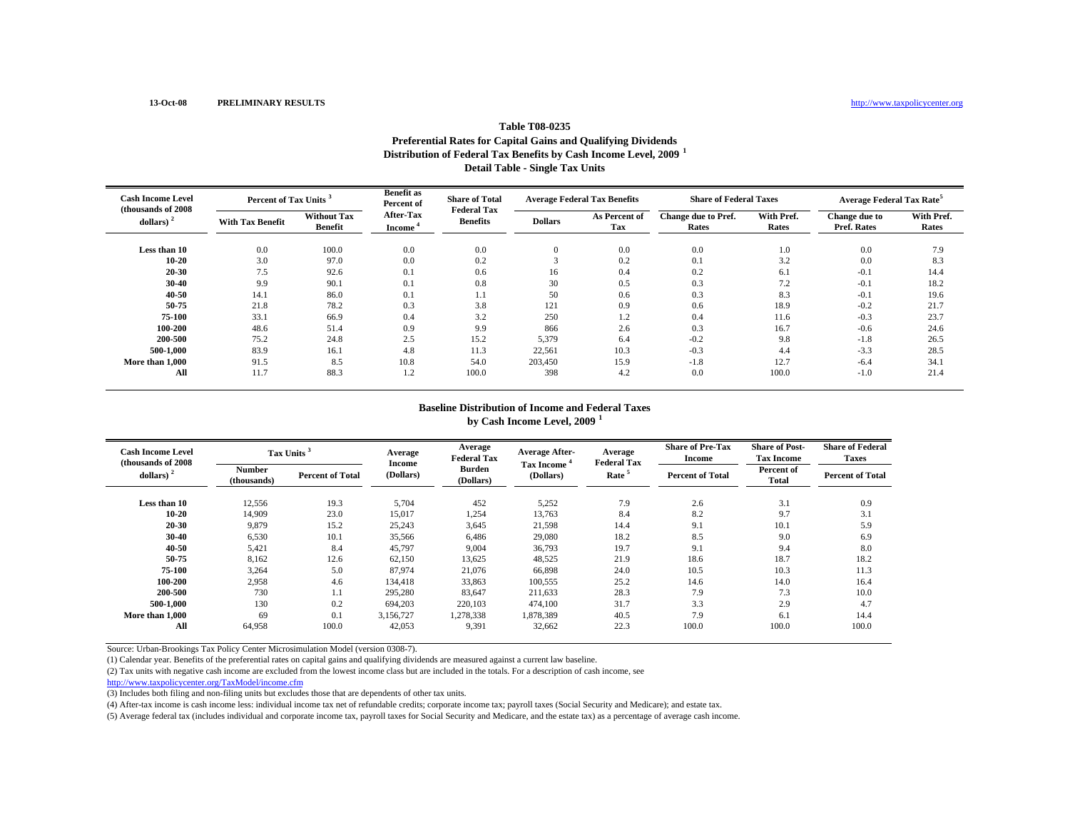13-Oct-08 **PRELIMINARY RESULTS** http://www.taxpolicycenter.org

## Table T08-0235

### Preferential Rates for Capital Gains and Qualifying Dividends
### Distribution of Federal Tax Benefits by Cash Income Level, 2009 [1]
### Detail Table - Single Tax Units

| Cash Income Level (thousands of 2008 dollars) [2] | Percent of Tax Units [3] | | Benefit as Percent of After-Tax Income [4] | Share of Total Federal Tax Benefits | Average Federal Tax Benefits | | Share of Federal Taxes | | Average Federal Tax Rate[5] | |
|---|---|---|---|---|---|---|---|---|---|---|
| | With Tax Benefit | Without Tax Benefit | | | Dollars | As Percent of Tax | Change due to Pref. Rates | With Pref. Rates | Change due to Pref. Rates | With Pref. Rates |
| **Less than 10** | 0.0 | 100.0 | 0.0 | 0.0 | 0 | 0.0 | 0.0 | 1.0 | 0.0 | 7.9 |
| **10-20** | 3.0 | 97.0 | 0.0 | 0.2 | 3 | 0.2 | 0.1 | 3.2 | 0.0 | 8.3 |
| **20-30** | 7.5 | 92.6 | 0.1 | 0.6 | 16 | 0.4 | 0.2 | 6.1 | -0.1 | 14.4 |
| **30-40** | 9.9 | 90.1 | 0.1 | 0.8 | 30 | 0.5 | 0.3 | 7.2 | -0.1 | 18.2 |
| **40-50** | 14.1 | 86.0 | 0.1 | 1.1 | 50 | 0.6 | 0.3 | 8.3 | -0.1 | 19.6 |
| **50-75** | 21.8 | 78.2 | 0.3 | 3.8 | 121 | 0.9 | 0.6 | 18.9 | -0.2 | 21.7 |
| **75-100** | 33.1 | 66.9 | 0.4 | 3.2 | 250 | 1.2 | 0.4 | 11.6 | -0.3 | 23.7 |
| **100-200** | 48.6 | 51.4 | 0.9 | 9.9 | 866 | 2.6 | 0.3 | 16.7 | -0.6 | 24.6 |
| **200-500** | 75.2 | 24.8 | 2.5 | 15.2 | 5,379 | 6.4 | -0.2 | 9.8 | -1.8 | 26.5 |
| **500-1,000** | 83.9 | 16.1 | 4.8 | 11.3 | 22,561 | 10.3 | -0.3 | 4.4 | -3.3 | 28.5 |
| **More than 1,000** | 91.5 | 8.5 | 10.8 | 54.0 | 203,450 | 15.9 | -1.8 | 12.7 | -6.4 | 34.1 |
| **All** | 11.7 | 88.3 | 1.2 | 100.0 | 398 | 4.2 | 0.0 | 100.0 | -1.0 | 21.4 |

### Baseline Distribution of Income and Federal Taxes by Cash Income Level, 2009 [1]

| Cash Income Level (thousands of 2008 dollars) [2] | Tax Units [3] | | Average Income (Dollars) | Average Federal Tax Burden (Dollars) | Average After-Tax Income [4] (Dollars) | Average Federal Tax Rate [5] | Share of Pre-Tax Income | Share of Post-Tax Income | Share of Federal Taxes |
|---|---|---|---|---|---|---|---|---|---|
| | Number (thousands) | Percent of Total | | | | | Percent of Total | Percent of Total | Percent of Total |
| **Less than 10** | 12,556 | 19.3 | 5,704 | 452 | 5,252 | 7.9 | 2.6 | 3.1 | 0.9 |
| **10-20** | 14,909 | 23.0 | 15,017 | 1,254 | 13,763 | 8.4 | 8.2 | 9.7 | 3.1 |
| **20-30** | 9,879 | 15.2 | 25,243 | 3,645 | 21,598 | 14.4 | 9.1 | 10.1 | 5.9 |
| **30-40** | 6,530 | 10.1 | 35,566 | 6,486 | 29,080 | 18.2 | 8.5 | 9.0 | 6.9 |
| **40-50** | 5,421 | 8.4 | 45,797 | 9,004 | 36,793 | 19.7 | 9.1 | 9.4 | 8.0 |
| **50-75** | 8,162 | 12.6 | 62,150 | 13,625 | 48,525 | 21.9 | 18.6 | 18.7 | 18.2 |
| **75-100** | 3,264 | 5.0 | 87,974 | 21,076 | 66,898 | 24.0 | 10.5 | 10.3 | 11.3 |
| **100-200** | 2,958 | 4.6 | 134,418 | 33,863 | 100,555 | 25.2 | 14.6 | 14.0 | 16.4 |
| **200-500** | 730 | 1.1 | 295,280 | 83,647 | 211,633 | 28.3 | 7.9 | 7.3 | 10.0 |
| **500-1,000** | 130 | 0.2 | 694,203 | 220,103 | 474,100 | 31.7 | 3.3 | 2.9 | 4.7 |
| **More than 1,000** | 69 | 0.1 | 3,156,727 | 1,278,338 | 1,878,389 | 40.5 | 7.9 | 6.1 | 14.4 |
| **All** | 64,958 | 100.0 | 42,053 | 9,391 | 32,662 | 22.3 | 100.0 | 100.0 | 100.0 |

Source: Urban-Brookings Tax Policy Center Microsimulation Model (version 0308-7).

(1) Calendar year. Benefits of the preferential rates on capital gains and qualifying dividends are measured against a current law baseline.

(2) Tax units with negative cash income are excluded from the lowest income class but are included in the totals. For a description of cash income, see http://www.taxpolicycenter.org/TaxModel/income.cfm

(3) Includes both filing and non-filing units but excludes those that are dependents of other tax units.

(4) After-tax income is cash income less: individual income tax net of refundable credits; corporate income tax; payroll taxes (Social Security and Medicare); and estate tax.

(5) Average federal tax (includes individual and corporate income tax, payroll taxes for Social Security and Medicare, and the estate tax) as a percentage of average cash income.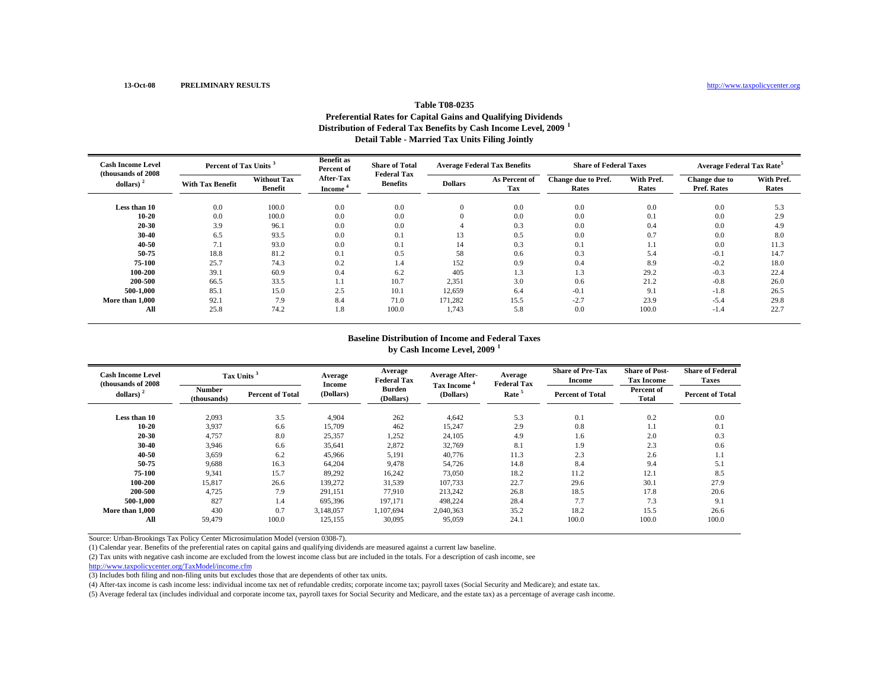13-Oct-08 **PRELIMINARY RESULTS** http://www.taxpolicycenter.org

### Table T08-0235
### Preferential Rates for Capital Gains and Qualifying Dividends
### Distribution of Federal Tax Benefits by Cash Income Level, 2009 [1]
### Detail Table - Married Tax Units Filing Jointly

| Cash Income Level (thousands of 2008 dollars) [2] | Percent of Tax Units [3] | | Benefit as Percent of After-Tax Income [4] | Share of Total Federal Tax Benefits | Average Federal Tax Benefits | | Share of Federal Taxes | | Average Federal Tax Rate[5] | |
|---|---|---|---|---|---|---|---|---|---|---|
| | With Tax Benefit | Without Tax Benefit | | | Dollars | As Percent of Tax | Change due to Pref. Rates | With Pref. Rates | Change due to Pref. Rates | With Pref. Rates |
| Less than 10 | 0.0 | 100.0 | 0.0 | 0.0 | 0 | 0.0 | 0.0 | 0.0 | 0.0 | 5.3 |
| 10-20 | 0.0 | 100.0 | 0.0 | 0.0 | 0 | 0.0 | 0.0 | 0.1 | 0.0 | 2.9 |
| 20-30 | 3.9 | 96.1 | 0.0 | 0.0 | 4 | 0.3 | 0.0 | 0.4 | 0.0 | 4.9 |
| 30-40 | 6.5 | 93.5 | 0.0 | 0.1 | 13 | 0.5 | 0.0 | 0.7 | 0.0 | 8.0 |
| 40-50 | 7.1 | 93.0 | 0.0 | 0.1 | 14 | 0.3 | 0.1 | 1.1 | 0.0 | 11.3 |
| 50-75 | 18.8 | 81.2 | 0.1 | 0.5 | 58 | 0.6 | 0.3 | 5.4 | -0.1 | 14.7 |
| 75-100 | 25.7 | 74.3 | 0.2 | 1.4 | 152 | 0.9 | 0.4 | 8.9 | -0.2 | 18.0 |
| 100-200 | 39.1 | 60.9 | 0.4 | 6.2 | 405 | 1.3 | 1.3 | 29.2 | -0.3 | 22.4 |
| 200-500 | 66.5 | 33.5 | 1.1 | 10.7 | 2,351 | 3.0 | 0.6 | 21.2 | -0.8 | 26.0 |
| 500-1,000 | 85.1 | 15.0 | 2.5 | 10.1 | 12,659 | 6.4 | -0.1 | 9.1 | -1.8 | 26.5 |
| More than 1,000 | 92.1 | 7.9 | 8.4 | 71.0 | 171,282 | 15.5 | -2.7 | 23.9 | -5.4 | 29.8 |
| All | 25.8 | 74.2 | 1.8 | 100.0 | 1,743 | 5.8 | 0.0 | 100.0 | -1.4 | 22.7 |

### Baseline Distribution of Income and Federal Taxes
### by Cash Income Level, 2009 [1]

| Cash Income Level (thousands of 2008 dollars) [2] | Tax Units [3] | | Average Income (Dollars) | Average Federal Tax Burden (Dollars) | Average After-Tax Income [4] (Dollars) | Average Federal Tax Rate [5] | Share of Pre-Tax Income | Share of Post-Tax Income | Share of Federal Taxes |
|---|---|---|---|---|---|---|---|---|---|
| | Number (thousands) | Percent of Total | | | | | Percent of Total | Percent of Total | Percent of Total |
| Less than 10 | 2,093 | 3.5 | 4,904 | 262 | 4,642 | 5.3 | 0.1 | 0.2 | 0.0 |
| 10-20 | 3,937 | 6.6 | 15,709 | 462 | 15,247 | 2.9 | 0.8 | 1.1 | 0.1 |
| 20-30 | 4,757 | 8.0 | 25,357 | 1,252 | 24,105 | 4.9 | 1.6 | 2.0 | 0.3 |
| 30-40 | 3,946 | 6.6 | 35,641 | 2,872 | 32,769 | 8.1 | 1.9 | 2.3 | 0.6 |
| 40-50 | 3,659 | 6.2 | 45,966 | 5,191 | 40,776 | 11.3 | 2.3 | 2.6 | 1.1 |
| 50-75 | 9,688 | 16.3 | 64,204 | 9,478 | 54,726 | 14.8 | 8.4 | 9.4 | 5.1 |
| 75-100 | 9,341 | 15.7 | 89,292 | 16,242 | 73,050 | 18.2 | 11.2 | 12.1 | 8.5 |
| 100-200 | 15,817 | 26.6 | 139,272 | 31,539 | 107,733 | 22.7 | 29.6 | 30.1 | 27.9 |
| 200-500 | 4,725 | 7.9 | 291,151 | 77,910 | 213,242 | 26.8 | 18.5 | 17.8 | 20.6 |
| 500-1,000 | 827 | 1.4 | 695,396 | 197,171 | 498,224 | 28.4 | 7.7 | 7.3 | 9.1 |
| More than 1,000 | 430 | 0.7 | 3,148,057 | 1,107,694 | 2,040,363 | 35.2 | 18.2 | 15.5 | 26.6 |
| All | 59,479 | 100.0 | 125,155 | 30,095 | 95,059 | 24.1 | 100.0 | 100.0 | 100.0 |

Source: Urban-Brookings Tax Policy Center Microsimulation Model (version 0308-7).

(1) Calendar year. Benefits of the preferential rates on capital gains and qualifying dividends are measured against a current law baseline.

(2) Tax units with negative cash income are excluded from the lowest income class but are included in the totals. For a description of cash income, see http://www.taxpolicycenter.org/TaxModel/income.cfm

(3) Includes both filing and non-filing units but excludes those that are dependents of other tax units.

(4) After-tax income is cash income less: individual income tax net of refundable credits; corporate income tax; payroll taxes (Social Security and Medicare); and estate tax.

(5) Average federal tax (includes individual and corporate income tax, payroll taxes for Social Security and Medicare, and the estate tax) as a percentage of average cash income.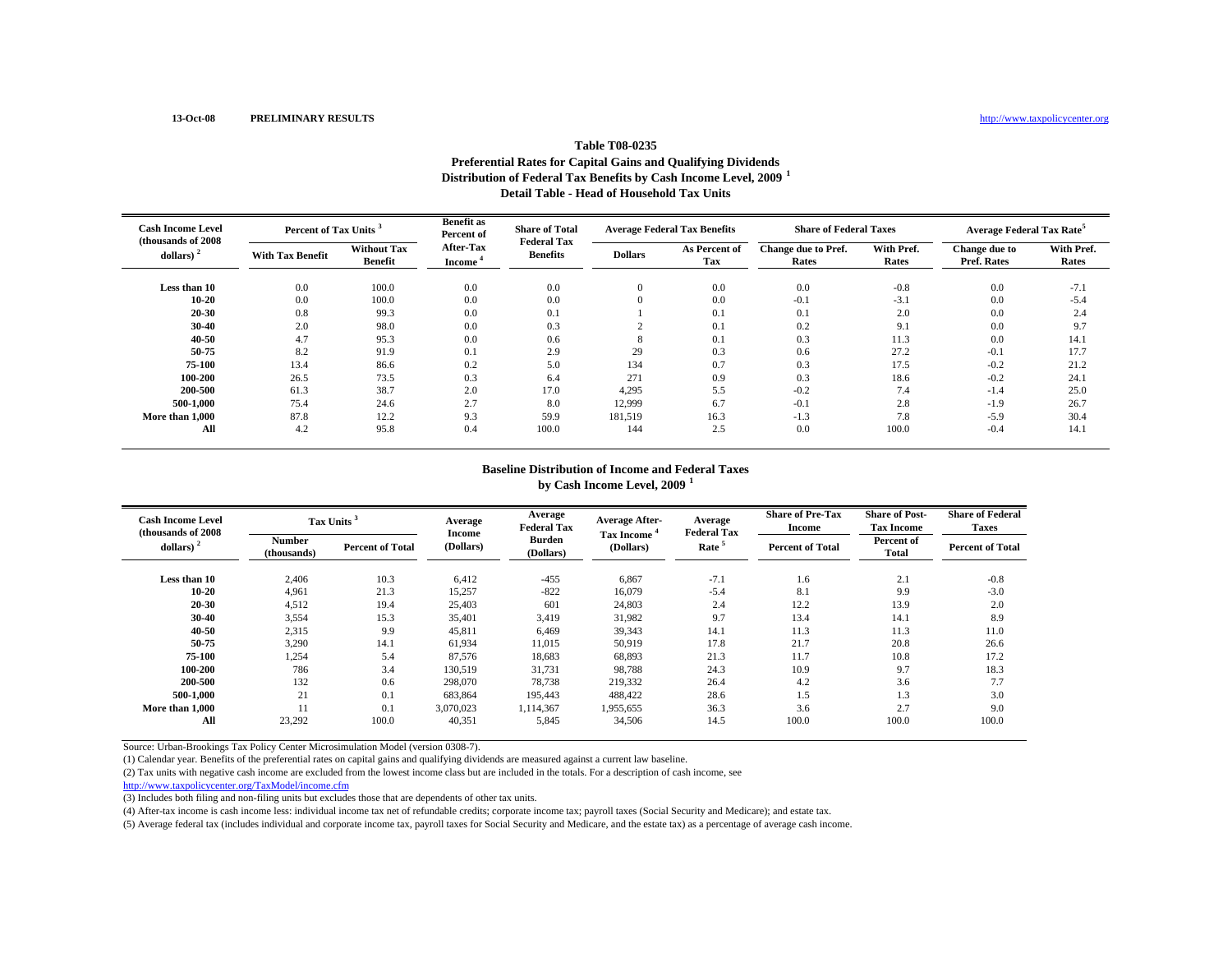13-Oct-08 **PRELIMINARY RESULTS** http://www.taxpolicycenter.org

**Table T08-0235**

**Preferential Rates for Capital Gains and Qualifying Dividends**

**Distribution of Federal Tax Benefits by Cash Income Level, 2009 [1]**

**Detail Table - Head of Household Tax Units**

| Cash Income Level (thousands of 2008 dollars) [2] | Percent of Tax Units [3] | | Benefit as Percent of After-Tax Income [4] | Share of Total Federal Tax Benefits | Average Federal Tax Benefits | | Share of Federal Taxes | | Average Federal Tax Rate[5] | |
|---|---|---|---|---|---|---|---|---|---|---|
| | With Tax Benefit | Without Tax Benefit | | | Dollars | As Percent of Tax | Change due to Pref. Rates | With Pref. Rates | Change due to Pref. Rates | With Pref. Rates |
| Less than 10 | 0.0 | 100.0 | 0.0 | 0.0 | 0 | 0.0 | 0.0 | -0.8 | 0.0 | -7.1 |
| 10-20 | 0.0 | 100.0 | 0.0 | 0.0 | 0 | 0.0 | -0.1 | -3.1 | 0.0 | -5.4 |
| 20-30 | 0.8 | 99.3 | 0.0 | 0.1 | 1 | 0.1 | 0.1 | 2.0 | 0.0 | 2.4 |
| 30-40 | 2.0 | 98.0 | 0.0 | 0.3 | 2 | 0.1 | 0.2 | 9.1 | 0.0 | 9.7 |
| 40-50 | 4.7 | 95.3 | 0.0 | 0.6 | 8 | 0.1 | 0.3 | 11.3 | 0.0 | 14.1 |
| 50-75 | 8.2 | 91.9 | 0.1 | 2.9 | 29 | 0.3 | 0.6 | 27.2 | -0.1 | 17.7 |
| 75-100 | 13.4 | 86.6 | 0.2 | 5.0 | 134 | 0.7 | 0.3 | 17.5 | -0.2 | 21.2 |
| 100-200 | 26.5 | 73.5 | 0.3 | 6.4 | 271 | 0.9 | 0.3 | 18.6 | -0.2 | 24.1 |
| 200-500 | 61.3 | 38.7 | 2.0 | 17.0 | 4,295 | 5.5 | -0.2 | 7.4 | -1.4 | 25.0 |
| 500-1,000 | 75.4 | 24.6 | 2.7 | 8.0 | 12,999 | 6.7 | -0.1 | 2.8 | -1.9 | 26.7 |
| More than 1,000 | 87.8 | 12.2 | 9.3 | 59.9 | 181,519 | 16.3 | -1.3 | 7.8 | -5.9 | 30.4 |
| All | 4.2 | 95.8 | 0.4 | 100.0 | 144 | 2.5 | 0.0 | 100.0 | -0.4 | 14.1 |

**Baseline Distribution of Income and Federal Taxes**

**by Cash Income Level, 2009 [1]**

| Cash Income Level (thousands of 2008 dollars) [2] | Tax Units [3] | | Average Income (Dollars) | Average Federal Tax Burden (Dollars) | Average After-Tax Income [4] (Dollars) | Average Federal Tax Rate [5] | Share of Pre-Tax Income | Share of Post-Tax Income | Share of Federal Taxes |
|---|---|---|---|---|---|---|---|---|---|
| | Number (thousands) | Percent of Total | | | | | Percent of Total | Percent of Total | Percent of Total |
| Less than 10 | 2,406 | 10.3 | 6,412 | -455 | 6,867 | -7.1 | 1.6 | 2.1 | -0.8 |
| 10-20 | 4,961 | 21.3 | 15,257 | -822 | 16,079 | -5.4 | 8.1 | 9.9 | -3.0 |
| 20-30 | 4,512 | 19.4 | 25,403 | 601 | 24,803 | 2.4 | 12.2 | 13.9 | 2.0 |
| 30-40 | 3,554 | 15.3 | 35,401 | 3,419 | 31,982 | 9.7 | 13.4 | 14.1 | 8.9 |
| 40-50 | 2,315 | 9.9 | 45,811 | 6,469 | 39,343 | 14.1 | 11.3 | 11.3 | 11.0 |
| 50-75 | 3,290 | 14.1 | 61,934 | 11,015 | 50,919 | 17.8 | 21.7 | 20.8 | 26.6 |
| 75-100 | 1,254 | 5.4 | 87,576 | 18,683 | 68,893 | 21.3 | 11.7 | 10.8 | 17.2 |
| 100-200 | 786 | 3.4 | 130,519 | 31,731 | 98,788 | 24.3 | 10.9 | 9.7 | 18.3 |
| 200-500 | 132 | 0.6 | 298,070 | 78,738 | 219,332 | 26.4 | 4.2 | 3.6 | 7.7 |
| 500-1,000 | 21 | 0.1 | 683,864 | 195,443 | 488,422 | 28.6 | 1.5 | 1.3 | 3.0 |
| More than 1,000 | 11 | 0.1 | 3,070,023 | 1,114,367 | 1,955,655 | 36.3 | 3.6 | 2.7 | 9.0 |
| All | 23,292 | 100.0 | 40,351 | 5,845 | 34,506 | 14.5 | 100.0 | 100.0 | 100.0 |

Source: Urban-Brookings Tax Policy Center Microsimulation Model (version 0308-7).

(1) Calendar year. Benefits of the preferential rates on capital gains and qualifying dividends are measured against a current law baseline.

(2) Tax units with negative cash income are excluded from the lowest income class but are included in the totals. For a description of cash income, see http://www.taxpolicycenter.org/TaxModel/income.cfm

(3) Includes both filing and non-filing units but excludes those that are dependents of other tax units.

(4) After-tax income is cash income less: individual income tax net of refundable credits; corporate income tax; payroll taxes (Social Security and Medicare); and estate tax.

(5) Average federal tax (includes individual and corporate income tax, payroll taxes for Social Security and Medicare, and the estate tax) as a percentage of average cash income.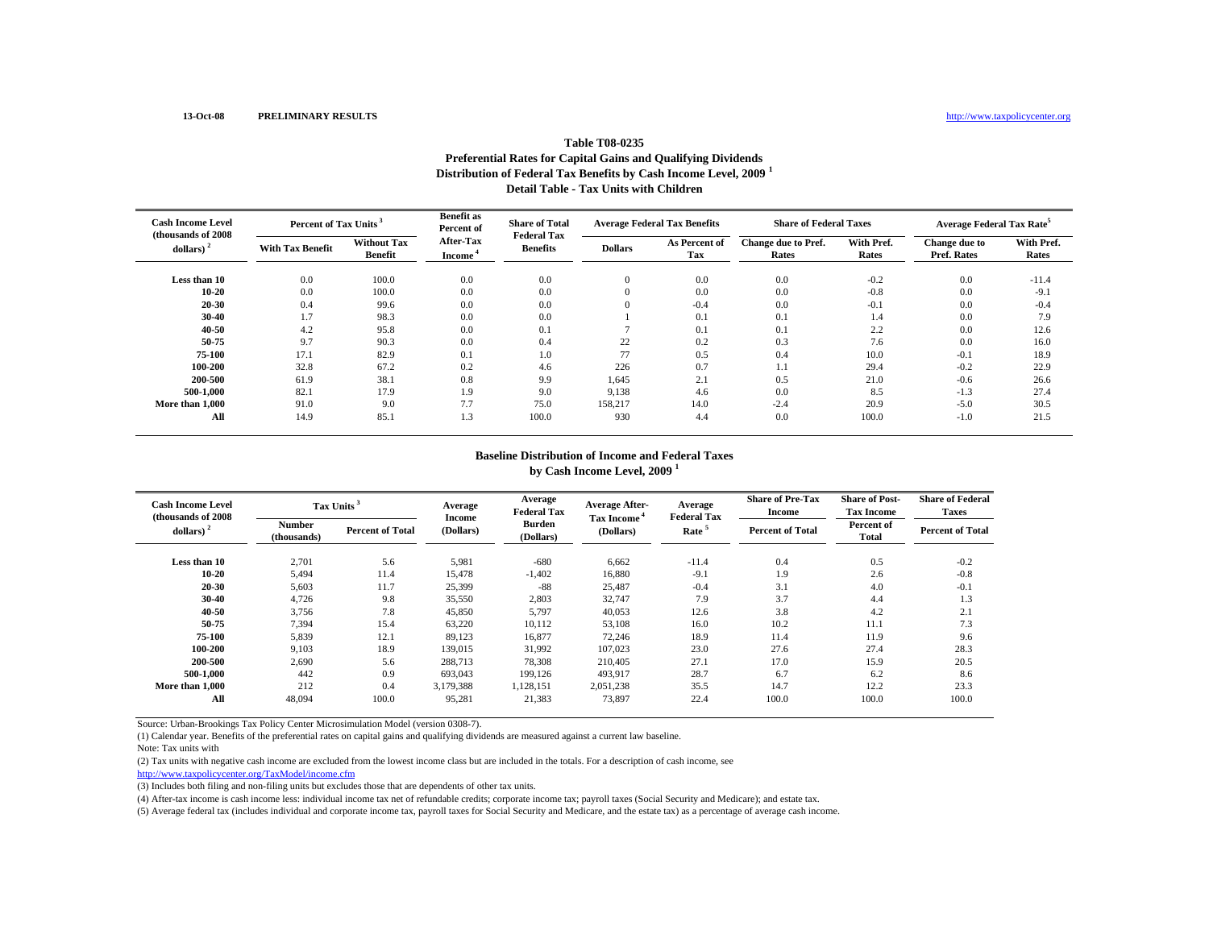13-Oct-08 **PRELIMINARY RESULTS** http://www.taxpolicycenter.org

## Table T08-0235
### Preferential Rates for Capital Gains and Qualifying Dividends
### Distribution of Federal Tax Benefits by Cash Income Level, 2009 [1]
### Detail Table - Tax Units with Children

| Cash Income Level (thousands of 2008 dollars) [2] | Percent of Tax Units [3] | | Benefit as Percent of After-Tax Income [4] | Share of Total Federal Tax Benefits | Average Federal Tax Benefits | | Share of Federal Taxes | | Average Federal Tax Rate[5] | |
|---|---|---|---|---|---|---|---|---|---|---|
| | With Tax Benefit | Without Tax Benefit | | | Dollars | As Percent of Tax | Change due to Pref. Rates | With Pref. Rates | Change due to Pref. Rates | With Pref. Rates |
| Less than 10 | 0.0 | 100.0 | 0.0 | 0.0 | 0 | 0.0 | 0.0 | -0.2 | 0.0 | -11.4 |
| 10-20 | 0.0 | 100.0 | 0.0 | 0.0 | 0 | 0.0 | 0.0 | -0.8 | 0.0 | -9.1 |
| 20-30 | 0.4 | 99.6 | 0.0 | 0.0 | 0 | -0.4 | 0.0 | -0.1 | 0.0 | -0.4 |
| 30-40 | 1.7 | 98.3 | 0.0 | 0.0 | 1 | 0.1 | 0.1 | 1.4 | 0.0 | 7.9 |
| 40-50 | 4.2 | 95.8 | 0.0 | 0.1 | 7 | 0.1 | 0.1 | 2.2 | 0.0 | 12.6 |
| 50-75 | 9.7 | 90.3 | 0.0 | 0.4 | 22 | 0.2 | 0.3 | 7.6 | 0.0 | 16.0 |
| 75-100 | 17.1 | 82.9 | 0.1 | 1.0 | 77 | 0.5 | 0.4 | 10.0 | -0.1 | 18.9 |
| 100-200 | 32.8 | 67.2 | 0.2 | 4.6 | 226 | 0.7 | 1.1 | 29.4 | -0.2 | 22.9 |
| 200-500 | 61.9 | 38.1 | 0.8 | 9.9 | 1,645 | 2.1 | 0.5 | 21.0 | -0.6 | 26.6 |
| 500-1,000 | 82.1 | 17.9 | 1.9 | 9.0 | 9,138 | 4.6 | 0.0 | 8.5 | -1.3 | 27.4 |
| More than 1,000 | 91.0 | 9.0 | 7.7 | 75.0 | 158,217 | 14.0 | -2.4 | 20.9 | -5.0 | 30.5 |
| All | 14.9 | 85.1 | 1.3 | 100.0 | 930 | 4.4 | 0.0 | 100.0 | -1.0 | 21.5 |

### Baseline Distribution of Income and Federal Taxes by Cash Income Level, 2009 [1]

| Cash Income Level (thousands of 2008 dollars) [2] | Tax Units [3] | | Average Income (Dollars) | Average Federal Tax Burden (Dollars) | Average After-Tax Income [4] (Dollars) | Average Federal Tax Rate [5] | Share of Pre-Tax Income | Share of Post-Tax Income | Share of Federal Taxes |
|---|---|---|---|---|---|---|---|---|---|
| | Number (thousands) | Percent of Total | | | | | Percent of Total | Percent of Total | Percent of Total |
| Less than 10 | 2,701 | 5.6 | 5,981 | -680 | 6,662 | -11.4 | 0.4 | 0.5 | -0.2 |
| 10-20 | 5,494 | 11.4 | 15,478 | -1,402 | 16,880 | -9.1 | 1.9 | 2.6 | -0.8 |
| 20-30 | 5,603 | 11.7 | 25,399 | -88 | 25,487 | -0.4 | 3.1 | 4.0 | -0.1 |
| 30-40 | 4,726 | 9.8 | 35,550 | 2,803 | 32,747 | 7.9 | 3.7 | 4.4 | 1.3 |
| 40-50 | 3,756 | 7.8 | 45,850 | 5,797 | 40,053 | 12.6 | 3.8 | 4.2 | 2.1 |
| 50-75 | 7,394 | 15.4 | 63,220 | 10,112 | 53,108 | 16.0 | 10.2 | 11.1 | 7.3 |
| 75-100 | 5,839 | 12.1 | 89,123 | 16,877 | 72,246 | 18.9 | 11.4 | 11.9 | 9.6 |
| 100-200 | 9,103 | 18.9 | 139,015 | 31,992 | 107,023 | 23.0 | 27.6 | 27.4 | 28.3 |
| 200-500 | 2,690 | 5.6 | 288,713 | 78,308 | 210,405 | 27.1 | 17.0 | 15.9 | 20.5 |
| 500-1,000 | 442 | 0.9 | 693,043 | 199,126 | 493,917 | 28.7 | 6.7 | 6.2 | 8.6 |
| More than 1,000 | 212 | 0.4 | 3,179,388 | 1,128,151 | 2,051,238 | 35.5 | 14.7 | 12.2 | 23.3 |
| All | 48,094 | 100.0 | 95,281 | 21,383 | 73,897 | 22.4 | 100.0 | 100.0 | 100.0 |

Source: Urban-Brookings Tax Policy Center Microsimulation Model (version 0308-7).

(1) Calendar year. Benefits of the preferential rates on capital gains and qualifying dividends are measured against a current law baseline.

Note: Tax units with

(2) Tax units with negative cash income are excluded from the lowest income class but are included in the totals. For a description of cash income, see http://www.taxpolicycenter.org/TaxModel/income.cfm

(3) Includes both filing and non-filing units but excludes those that are dependents of other tax units.

(4) After-tax income is cash income less: individual income tax net of refundable credits; corporate income tax; payroll taxes (Social Security and Medicare); and estate tax.

(5) Average federal tax (includes individual and corporate income tax, payroll taxes for Social Security and Medicare, and the estate tax) as a percentage of average cash income.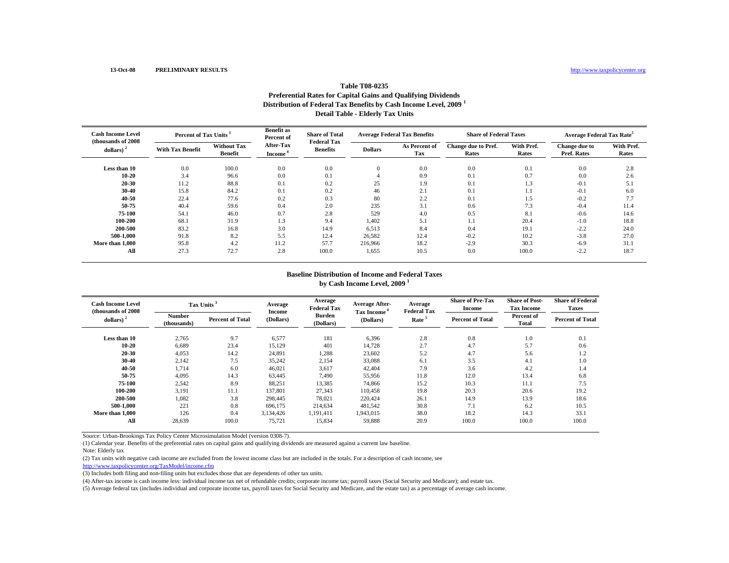13-Oct-08 **PRELIMINARY RESULTS** http://www.taxpolicycenter.org

# Table T08-0235
## Preferential Rates for Capital Gains and Qualifying Dividends
## Distribution of Federal Tax Benefits by Cash Income Level, 2009 [1]
## Detail Table - Elderly Tax Units

| Cash Income Level (thousands of 2008 dollars) [2] | Percent of Tax Units [3] | | Benefit as Percent of After-Tax Income [4] | Share of Total Federal Tax Benefits | Average Federal Tax Benefits | | Share of Federal Taxes | | Average Federal Tax Rate [5] | |
|---|---|---|---|---|---|---|---|---|---|---|
| | With Tax Benefit | Without Tax Benefit | | | Dollars | As Percent of Tax | Change due to Pref. Rates | With Pref. Rates | Change due to Pref. Rates | With Pref. Rates |
| Less than 10 | 0.0 | 100.0 | 0.0 | 0.0 | 0 | 0.0 | 0.0 | 0.1 | 0.0 | 2.8 |
| 10-20 | 3.4 | 96.6 | 0.0 | 0.1 | 4 | 0.9 | 0.1 | 0.7 | 0.0 | 2.6 |
| 20-30 | 11.2 | 88.8 | 0.1 | 0.2 | 25 | 1.9 | 0.1 | 1.3 | -0.1 | 5.1 |
| 30-40 | 15.8 | 84.2 | 0.1 | 0.2 | 46 | 2.1 | 0.1 | 1.1 | -0.1 | 6.0 |
| 40-50 | 22.4 | 77.6 | 0.2 | 0.3 | 80 | 2.2 | 0.1 | 1.5 | -0.2 | 7.7 |
| 50-75 | 40.4 | 59.6 | 0.4 | 2.0 | 235 | 3.1 | 0.6 | 7.3 | -0.4 | 11.4 |
| 75-100 | 54.1 | 46.0 | 0.7 | 2.8 | 529 | 4.0 | 0.5 | 8.1 | -0.6 | 14.6 |
| 100-200 | 68.1 | 31.9 | 1.3 | 9.4 | 1,402 | 5.1 | 1.1 | 20.4 | -1.0 | 18.8 |
| 200-500 | 83.2 | 16.8 | 3.0 | 14.9 | 6,513 | 8.4 | 0.4 | 19.1 | -2.2 | 24.0 |
| 500-1,000 | 91.8 | 8.2 | 5.5 | 12.4 | 26,582 | 12.4 | -0.2 | 10.2 | -3.8 | 27.0 |
| More than 1,000 | 95.8 | 4.2 | 11.2 | 57.7 | 216,966 | 18.2 | -2.9 | 30.3 | -6.9 | 31.1 |
| All | 27.3 | 72.7 | 2.8 | 100.0 | 1,655 | 10.5 | 0.0 | 100.0 | -2.2 | 18.7 |

## Baseline Distribution of Income and Federal Taxes
## by Cash Income Level, 2009 [1]

| Cash Income Level (thousands of 2008 dollars) [2] | Tax Units [3] | | Average Income (Dollars) | Average Federal Tax Burden (Dollars) | Average After-Tax Income [4] (Dollars) | Average Federal Tax Rate [5] | Share of Pre-Tax Income | Share of Post-Tax Income | Share of Federal Taxes |
|---|---|---|---|---|---|---|---|---|---|
| | Number (thousands) | Percent of Total | | | | | Percent of Total | Percent of Total | Percent of Total |
| Less than 10 | 2,765 | 9.7 | 6,577 | 181 | 6,396 | 2.8 | 0.8 | 1.0 | 0.1 |
| 10-20 | 6,689 | 23.4 | 15,129 | 401 | 14,728 | 2.7 | 4.7 | 5.7 | 0.6 |
| 20-30 | 4,053 | 14.2 | 24,891 | 1,288 | 23,602 | 5.2 | 4.7 | 5.6 | 1.2 |
| 30-40 | 2,142 | 7.5 | 35,242 | 2,154 | 33,088 | 6.1 | 3.5 | 4.1 | 1.0 |
| 40-50 | 1,714 | 6.0 | 46,021 | 3,617 | 42,404 | 7.9 | 3.6 | 4.2 | 1.4 |
| 50-75 | 4,095 | 14.3 | 63,445 | 7,490 | 55,956 | 11.8 | 12.0 | 13.4 | 6.8 |
| 75-100 | 2,542 | 8.9 | 88,251 | 13,385 | 74,866 | 15.2 | 10.3 | 11.1 | 7.5 |
| 100-200 | 3,191 | 11.1 | 137,801 | 27,343 | 110,458 | 19.8 | 20.3 | 20.6 | 19.2 |
| 200-500 | 1,082 | 3.8 | 298,445 | 78,021 | 220,424 | 26.1 | 14.9 | 13.9 | 18.6 |
| 500-1,000 | 221 | 0.8 | 696,175 | 214,634 | 481,542 | 30.8 | 7.1 | 6.2 | 10.5 |
| More than 1,000 | 126 | 0.4 | 3,134,426 | 1,191,411 | 1,943,015 | 38.0 | 18.2 | 14.3 | 33.1 |
| All | 28,639 | 100.0 | 75,721 | 15,834 | 59,888 | 20.9 | 100.0 | 100.0 | 100.0 |

Source: Urban-Brookings Tax Policy Center Microsimulation Model (version 0308-7).

(1) Calendar year. Benefits of the preferential rates on capital gains and qualifying dividends are measured against a current law baseline.

Note: Elderly tax

(2) Tax units with negative cash income are excluded from the lowest income class but are included in the totals. For a description of cash income, see http://www.taxpolicycenter.org/TaxModel/income.cfm

(3) Includes both filing and non-filing units but excludes those that are dependents of other tax units.

(4) After-tax income is cash income less: individual income tax net of refundable credits; corporate income tax; payroll taxes (Social Security and Medicare); and estate tax.

(5) Average federal tax (includes individual and corporate income tax, payroll taxes for Social Security and Medicare, and the estate tax) as a percentage of average cash income.